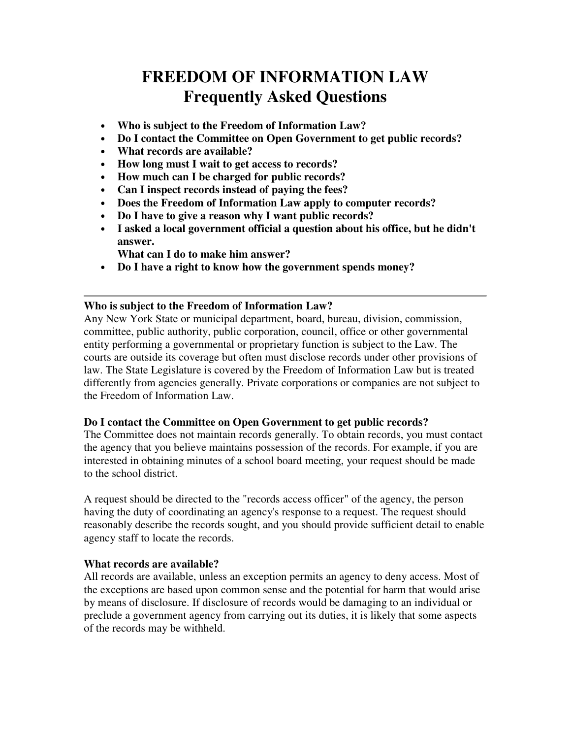# FREEDOM OF INFORMATION LAW
# Frequently Asked Questions

- **Who is subject to the Freedom of Information Law?**
- **Do I contact the Committee on Open Government to get public records?**
- **What records are available?**
- **How long must I wait to get access to records?**
- **How much can I be charged for public records?**
- **Can I inspect records instead of paying the fees?**
- **Does the Freedom of Information Law apply to computer records?**
- **Do I have to give a reason why I want public records?**
- **I asked a local government official a question about his office, but he didn't answer.**
  **What can I do to make him answer?**
- **Do I have a right to know how the government spends money?**

---

### Who is subject to the Freedom of Information Law?

Any New York State or municipal department, board, bureau, division, commission, committee, public authority, public corporation, council, office or other governmental entity performing a governmental or proprietary function is subject to the Law. The courts are outside its coverage but often must disclose records under other provisions of law. The State Legislature is covered by the Freedom of Information Law but is treated differently from agencies generally. Private corporations or companies are not subject to the Freedom of Information Law.

### Do I contact the Committee on Open Government to get public records?

The Committee does not maintain records generally. To obtain records, you must contact the agency that you believe maintains possession of the records. For example, if you are interested in obtaining minutes of a school board meeting, your request should be made to the school district.

A request should be directed to the "records access officer" of the agency, the person having the duty of coordinating an agency's response to a request. The request should reasonably describe the records sought, and you should provide sufficient detail to enable agency staff to locate the records.

### What records are available?

All records are available, unless an exception permits an agency to deny access. Most of the exceptions are based upon common sense and the potential for harm that would arise by means of disclosure. If disclosure of records would be damaging to an individual or preclude a government agency from carrying out its duties, it is likely that some aspects of the records may be withheld.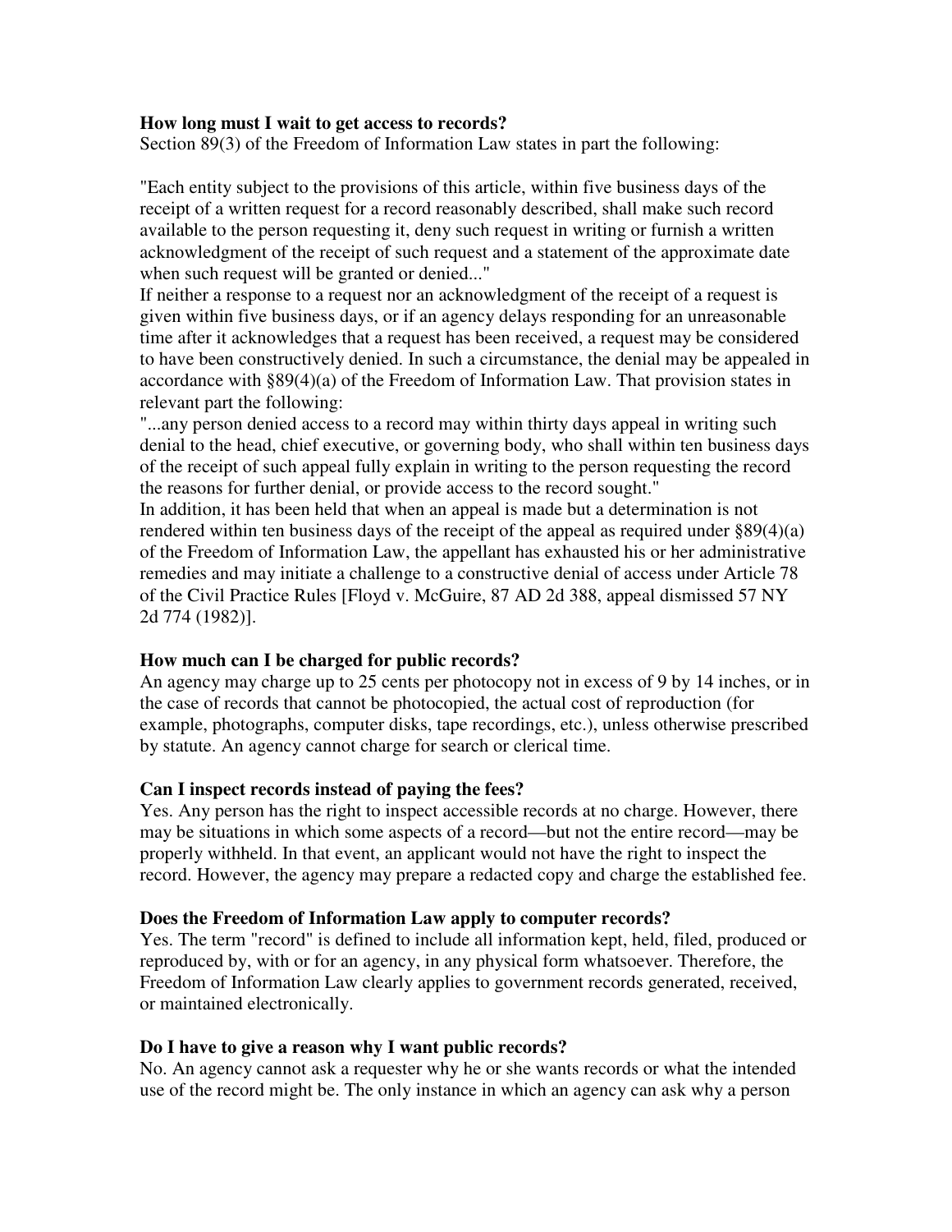### How long must I wait to get access to records?

Section 89(3) of the Freedom of Information Law states in part the following:

"Each entity subject to the provisions of this article, within five business days of the receipt of a written request for a record reasonably described, shall make such record available to the person requesting it, deny such request in writing or furnish a written acknowledgment of the receipt of such request and a statement of the approximate date when such request will be granted or denied..."

If neither a response to a request nor an acknowledgment of the receipt of a request is given within five business days, or if an agency delays responding for an unreasonable time after it acknowledges that a request has been received, a request may be considered to have been constructively denied. In such a circumstance, the denial may be appealed in accordance with §89(4)(a) of the Freedom of Information Law. That provision states in relevant part the following:

"...any person denied access to a record may within thirty days appeal in writing such denial to the head, chief executive, or governing body, who shall within ten business days of the receipt of such appeal fully explain in writing to the person requesting the record the reasons for further denial, or provide access to the record sought."

In addition, it has been held that when an appeal is made but a determination is not rendered within ten business days of the receipt of the appeal as required under §89(4)(a) of the Freedom of Information Law, the appellant has exhausted his or her administrative remedies and may initiate a challenge to a constructive denial of access under Article 78 of the Civil Practice Rules [Floyd v. McGuire, 87 AD 2d 388, appeal dismissed 57 NY 2d 774 (1982)].

### How much can I be charged for public records?

An agency may charge up to 25 cents per photocopy not in excess of 9 by 14 inches, or in the case of records that cannot be photocopied, the actual cost of reproduction (for example, photographs, computer disks, tape recordings, etc.), unless otherwise prescribed by statute. An agency cannot charge for search or clerical time.

### Can I inspect records instead of paying the fees?

Yes. Any person has the right to inspect accessible records at no charge. However, there may be situations in which some aspects of a record—but not the entire record—may be properly withheld. In that event, an applicant would not have the right to inspect the record. However, the agency may prepare a redacted copy and charge the established fee.

### Does the Freedom of Information Law apply to computer records?

Yes. The term "record" is defined to include all information kept, held, filed, produced or reproduced by, with or for an agency, in any physical form whatsoever. Therefore, the Freedom of Information Law clearly applies to government records generated, received, or maintained electronically.

### Do I have to give a reason why I want public records?

No. An agency cannot ask a requester why he or she wants records or what the intended use of the record might be. The only instance in which an agency can ask why a person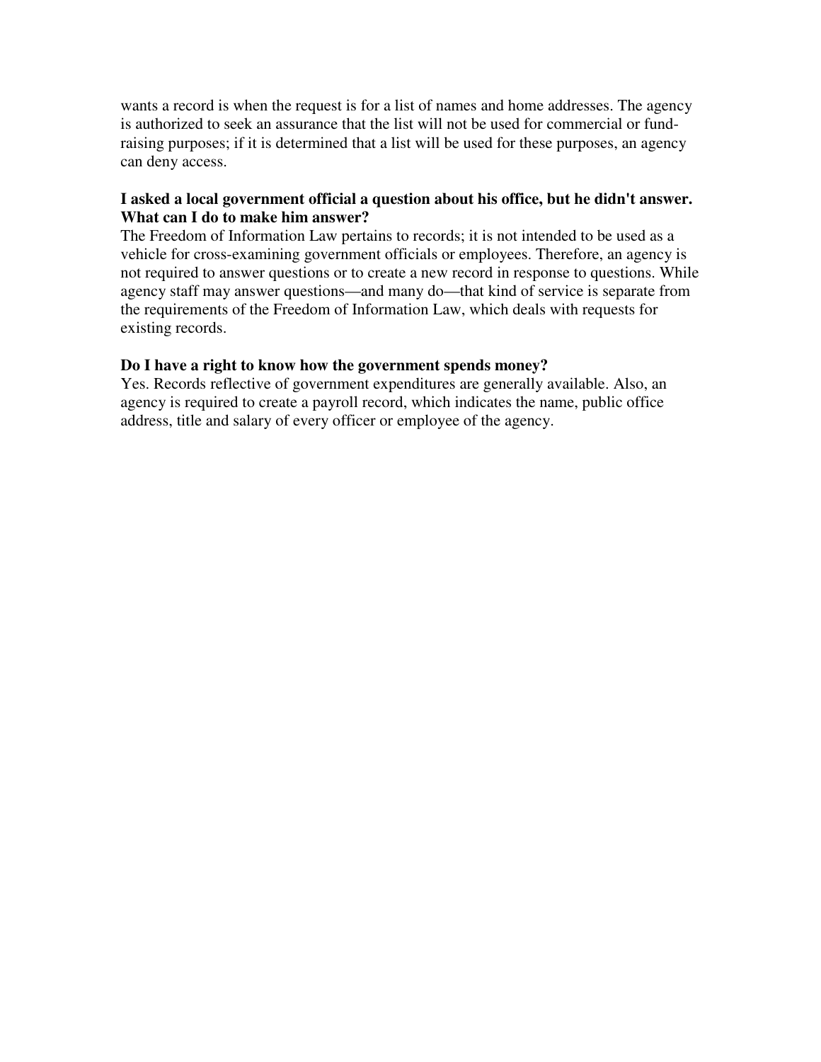wants a record is when the request is for a list of names and home addresses. The agency is authorized to seek an assurance that the list will not be used for commercial or fund-raising purposes; if it is determined that a list will be used for these purposes, an agency can deny access.

**I asked a local government official a question about his office, but he didn't answer. What can I do to make him answer?**

The Freedom of Information Law pertains to records; it is not intended to be used as a vehicle for cross-examining government officials or employees. Therefore, an agency is not required to answer questions or to create a new record in response to questions. While agency staff may answer questions—and many do—that kind of service is separate from the requirements of the Freedom of Information Law, which deals with requests for existing records.

**Do I have a right to know how the government spends money?**

Yes. Records reflective of government expenditures are generally available. Also, an agency is required to create a payroll record, which indicates the name, public office address, title and salary of every officer or employee of the agency.